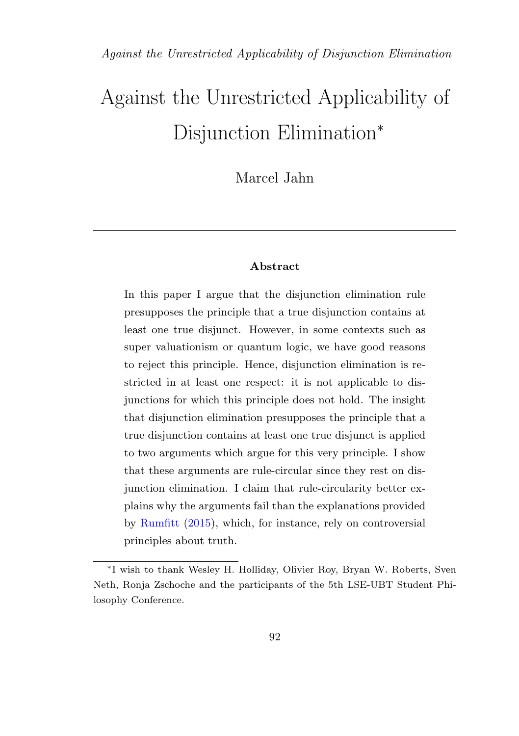# Against the Unrestricted Applicability of Disjunction Elimination*

Marcel Jahn

---

**Abstract**

In this paper I argue that the disjunction elimination rule presupposes the principle that a true disjunction contains at least one true disjunct. However, in some contexts such as super valuationism or quantum logic, we have good reasons to reject this principle. Hence, disjunction elimination is restricted in at least one respect: it is not applicable to disjunctions for which this principle does not hold. The insight that disjunction elimination presupposes the principle that a true disjunction contains at least one true disjunct is applied to two arguments which argue for this very principle. I show that these arguments are rule-circular since they rest on disjunction elimination. I claim that rule-circularity better explains why the arguments fail than the explanations provided by Rumfitt (2015), which, for instance, rely on controversial principles about truth.

---

*I wish to thank Wesley H. Holliday, Olivier Roy, Bryan W. Roberts, Sven Neth, Ronja Zschoche and the participants of the 5th LSE-UBT Student Philosophy Conference.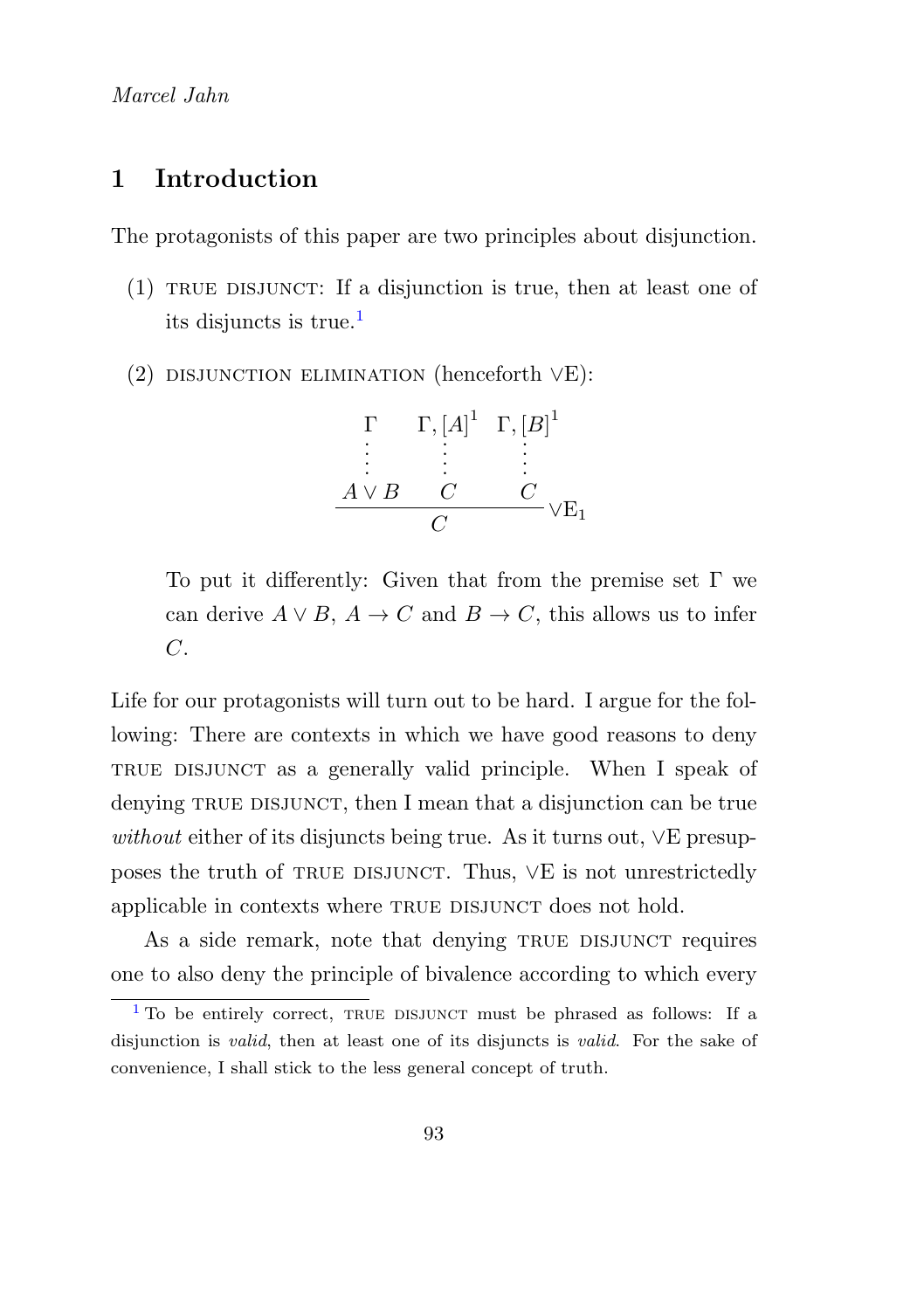## 1 Introduction

The protagonists of this paper are two principles about disjunction.

(1) TRUE DISJUNCT: If a disjunction is true, then at least one of its disjuncts is true.[1]

(2) DISJUNCTION ELIMINATION (henceforth $\vee$E):

$$\dfrac{\begin{array}{c}\Gamma \\ \vdots \\ A \vee B\end{array} \quad \begin{array}{c}\Gamma, [A]^1 \\ \vdots \\ C\end{array} \quad \begin{array}{c}\Gamma, [B]^1 \\ \vdots \\ C\end{array}}{C}\ \vee\mathrm{E}_1$$

To put it differently: Given that from the premise set $\Gamma$ we can derive $A \vee B$, $A \to C$ and $B \to C$, this allows us to infer $C$.

Life for our protagonists will turn out to be hard. I argue for the following: There are contexts in which we have good reasons to deny TRUE DISJUNCT as a generally valid principle. When I speak of denying TRUE DISJUNCT, then I mean that a disjunction can be true *without* either of its disjuncts being true. As it turns out, $\vee$E presupposes the truth of TRUE DISJUNCT. Thus, $\vee$E is not unrestrictedly applicable in contexts where TRUE DISJUNCT does not hold.

As a side remark, note that denying TRUE DISJUNCT requires one to also deny the principle of bivalence according to which every

[1] To be entirely correct, TRUE DISJUNCT must be phrased as follows: If a disjunction is *valid*, then at least one of its disjuncts is *valid*. For the sake of convenience, I shall stick to the less general concept of truth.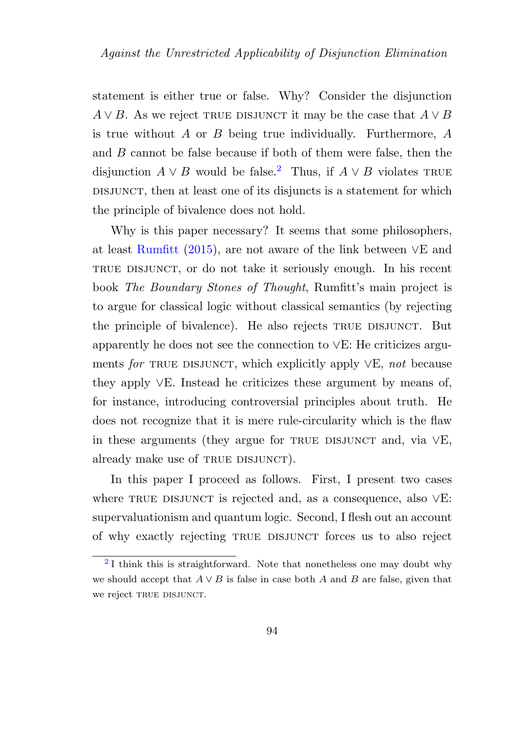statement is either true or false. Why? Consider the disjunction $A \vee B$. As we reject TRUE DISJUNCT it may be the case that $A \vee B$ is true without $A$ or $B$ being true individually. Furthermore, $A$ and $B$ cannot be false because if both of them were false, then the disjunction $A \vee B$ would be false.[2] Thus, if $A \vee B$ violates TRUE DISJUNCT, then at least one of its disjuncts is a statement for which the principle of bivalence does not hold.

Why is this paper necessary? It seems that some philosophers, at least Rumfitt (2015), are not aware of the link between $\vee$E and TRUE DISJUNCT, or do not take it seriously enough. In his recent book *The Boundary Stones of Thought*, Rumfitt's main project is to argue for classical logic without classical semantics (by rejecting the principle of bivalence). He also rejects TRUE DISJUNCT. But apparently he does not see the connection to $\vee$E: He criticizes arguments *for* TRUE DISJUNCT, which explicitly apply $\vee$E, *not* because they apply $\vee$E. Instead he criticizes these argument by means of, for instance, introducing controversial principles about truth. He does not recognize that it is mere rule-circularity which is the flaw in these arguments (they argue for TRUE DISJUNCT and, via $\vee$E, already make use of TRUE DISJUNCT).

In this paper I proceed as follows. First, I present two cases where TRUE DISJUNCT is rejected and, as a consequence, also $\vee$E: supervaluationism and quantum logic. Second, I flesh out an account of why exactly rejecting TRUE DISJUNCT forces us to also reject

[2] I think this is straightforward. Note that nonetheless one may doubt why we should accept that $A \vee B$ is false in case both $A$ and $B$ are false, given that we reject TRUE DISJUNCT.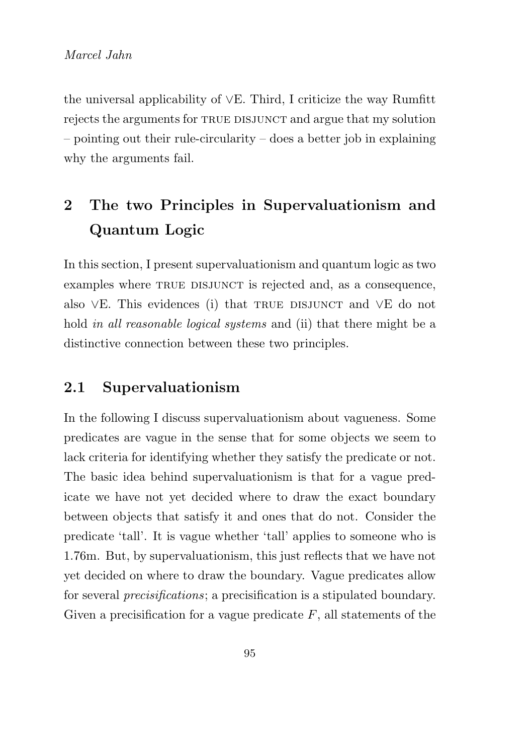the universal applicability of ∨E. Third, I criticize the way Rumfitt rejects the arguments for TRUE DISJUNCT and argue that my solution – pointing out their rule-circularity – does a better job in explaining why the arguments fail.

## 2 The two Principles in Supervaluationism and Quantum Logic

In this section, I present supervaluationism and quantum logic as two examples where TRUE DISJUNCT is rejected and, as a consequence, also ∨E. This evidences (i) that TRUE DISJUNCT and ∨E do not hold *in all reasonable logical systems* and (ii) that there might be a distinctive connection between these two principles.

### 2.1 Supervaluationism

In the following I discuss supervaluationism about vagueness. Some predicates are vague in the sense that for some objects we seem to lack criteria for identifying whether they satisfy the predicate or not. The basic idea behind supervaluationism is that for a vague predicate we have not yet decided where to draw the exact boundary between objects that satisfy it and ones that do not. Consider the predicate 'tall'. It is vague whether 'tall' applies to someone who is 1.76m. But, by supervaluationism, this just reflects that we have not yet decided on where to draw the boundary. Vague predicates allow for several *precisifications*; a precisification is a stipulated boundary. Given a precisification for a vague predicate $F$, all statements of the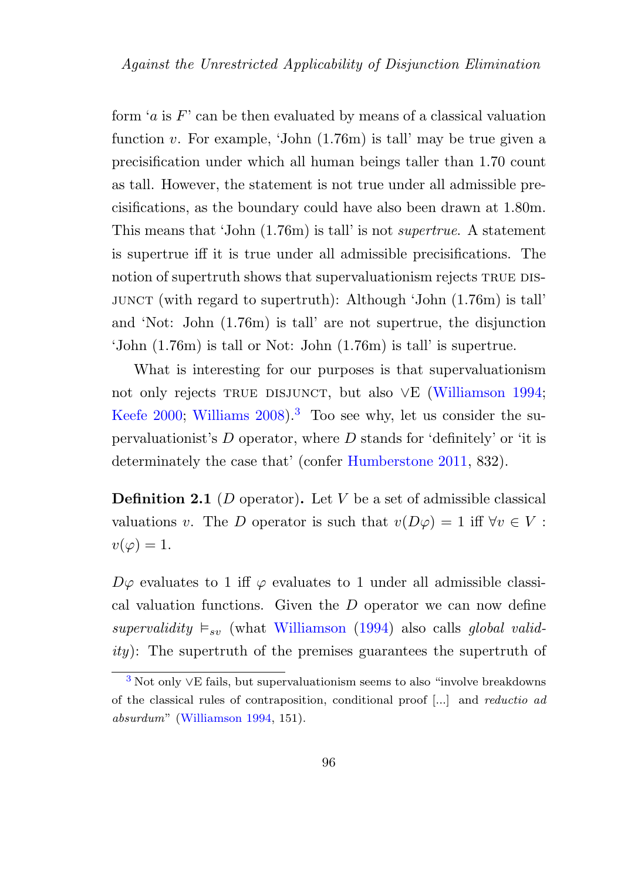form '$a$ is $F$' can be then evaluated by means of a classical valuation function $v$. For example, 'John (1.76m) is tall' may be true given a precisification under which all human beings taller than 1.70 count as tall. However, the statement is not true under all admissible precisifications, as the boundary could have also been drawn at 1.80m. This means that 'John (1.76m) is tall' is not *supertrue*. A statement is supertrue iff it is true under all admissible precisifications. The notion of supertruth shows that supervaluationism rejects TRUE DISJUNCT (with regard to supertruth): Although 'John (1.76m) is tall' and 'Not: John (1.76m) is tall' are not supertrue, the disjunction 'John (1.76m) is tall or Not: John (1.76m) is tall' is supertrue.

What is interesting for our purposes is that supervaluationism not only rejects TRUE DISJUNCT, but also $\vee$E (Williamson 1994; Keefe 2000; Williams 2008).[3] Too see why, let us consider the supervaluationist's $D$ operator, where $D$ stands for 'definitely' or 'it is determinately the case that' (confer Humberstone 2011, 832).

**Definition 2.1** ($D$ operator)**.** Let $V$ be a set of admissible classical valuations $v$. The $D$ operator is such that $v(D\varphi) = 1$ iff $\forall v \in V : v(\varphi) = 1$.

$D\varphi$ evaluates to 1 iff $\varphi$ evaluates to 1 under all admissible classical valuation functions. Given the $D$ operator we can now define *supervalidity* $\vDash_{sv}$ (what Williamson (1994) also calls *global validity*): The supertruth of the premises guarantees the supertruth of

[3] Not only $\vee$E fails, but supervaluationism seems to also "involve breakdowns of the classical rules of contraposition, conditional proof [...] and *reductio ad absurdum*" (Williamson 1994, 151).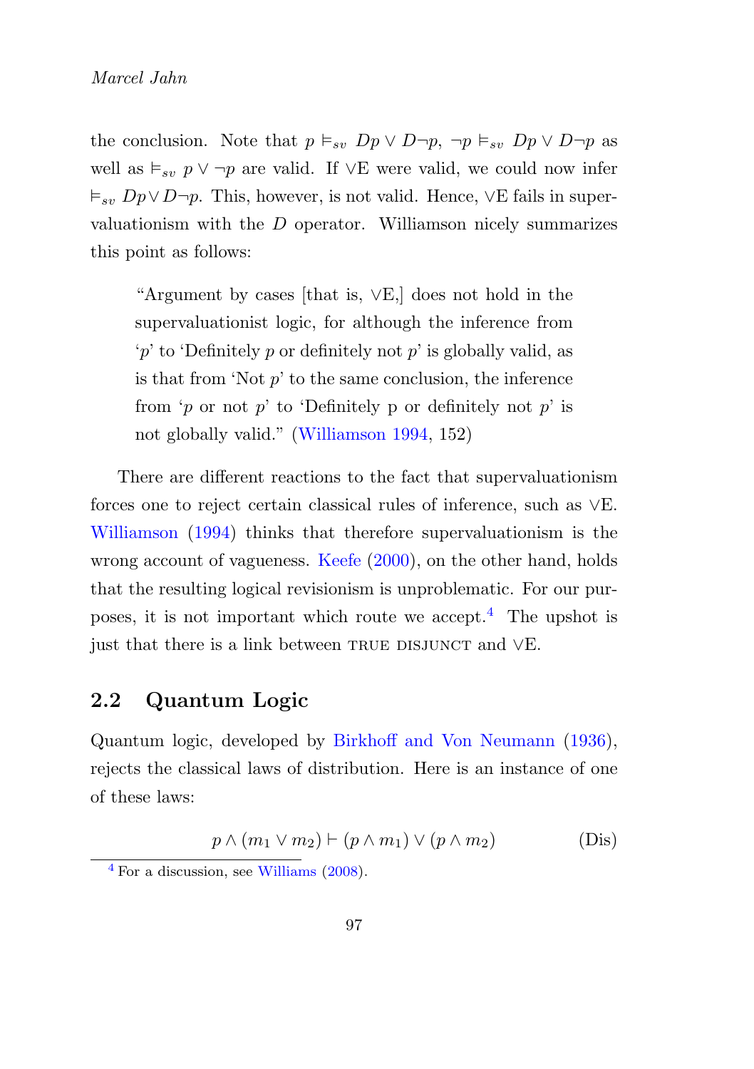the conclusion. Note that $p \vDash_{sv} Dp \vee D\neg p$, $\neg p \vDash_{sv} Dp \vee D\neg p$ as well as $\vDash_{sv} p \vee \neg p$ are valid. If $\vee$E were valid, we could now infer $\vDash_{sv} Dp \vee D\neg p$. This, however, is not valid. Hence, $\vee$E fails in supervaluationism with the $D$ operator. Williamson nicely summarizes this point as follows:

> "Argument by cases [that is, $\vee$E,] does not hold in the supervaluationist logic, for although the inference from '$p$' to 'Definitely $p$ or definitely not $p$' is globally valid, as is that from 'Not $p$' to the same conclusion, the inference from '$p$ or not $p$' to 'Definitely p or definitely not $p$' is not globally valid." (Williamson 1994, 152)

There are different reactions to the fact that supervaluationism forces one to reject certain classical rules of inference, such as $\vee$E. Williamson (1994) thinks that therefore supervaluationism is the wrong account of vagueness. Keefe (2000), on the other hand, holds that the resulting logical revisionism is unproblematic. For our purposes, it is not important which route we accept.[4] The upshot is just that there is a link between TRUE DISJUNCT and $\vee$E.

## 2.2 Quantum Logic

Quantum logic, developed by Birkhoff and Von Neumann (1936), rejects the classical laws of distribution. Here is an instance of one of these laws:

$$p \wedge (m_1 \vee m_2) \vdash (p \wedge m_1) \vee (p \wedge m_2) \qquad \text{(Dis)}$$

[4] For a discussion, see Williams (2008).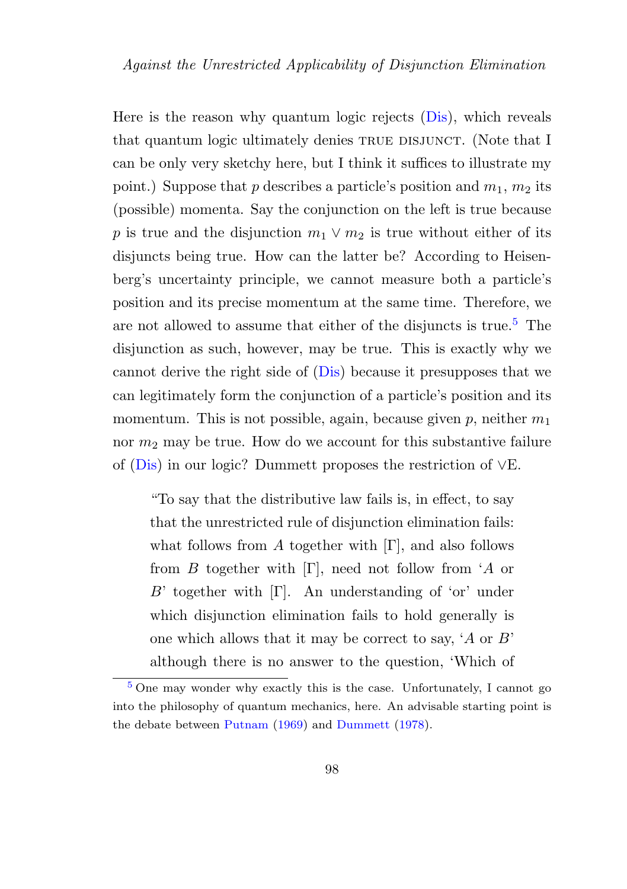Here is the reason why quantum logic rejects (Dis), which reveals that quantum logic ultimately denies TRUE DISJUNCT. (Note that I can be only very sketchy here, but I think it suffices to illustrate my point.) Suppose that $p$ describes a particle's position and $m_1$, $m_2$ its (possible) momenta. Say the conjunction on the left is true because $p$ is true and the disjunction $m_1 \vee m_2$ is true without either of its disjuncts being true. How can the latter be? According to Heisenberg's uncertainty principle, we cannot measure both a particle's position and its precise momentum at the same time. Therefore, we are not allowed to assume that either of the disjuncts is true.[5] The disjunction as such, however, may be true. This is exactly why we cannot derive the right side of (Dis) because it presupposes that we can legitimately form the conjunction of a particle's position and its momentum. This is not possible, again, because given $p$, neither $m_1$ nor $m_2$ may be true. How do we account for this substantive failure of (Dis) in our logic? Dummett proposes the restriction of $\vee$E.

> "To say that the distributive law fails is, in effect, to say that the unrestricted rule of disjunction elimination fails: what follows from $A$ together with [$\Gamma$], and also follows from $B$ together with [$\Gamma$], need not follow from '$A$ or $B$' together with [$\Gamma$]. An understanding of 'or' under which disjunction elimination fails to hold generally is one which allows that it may be correct to say, '$A$ or $B$' although there is no answer to the question, 'Which of

[5] One may wonder why exactly this is the case. Unfortunately, I cannot go into the philosophy of quantum mechanics, here. An advisable starting point is the debate between Putnam (1969) and Dummett (1978).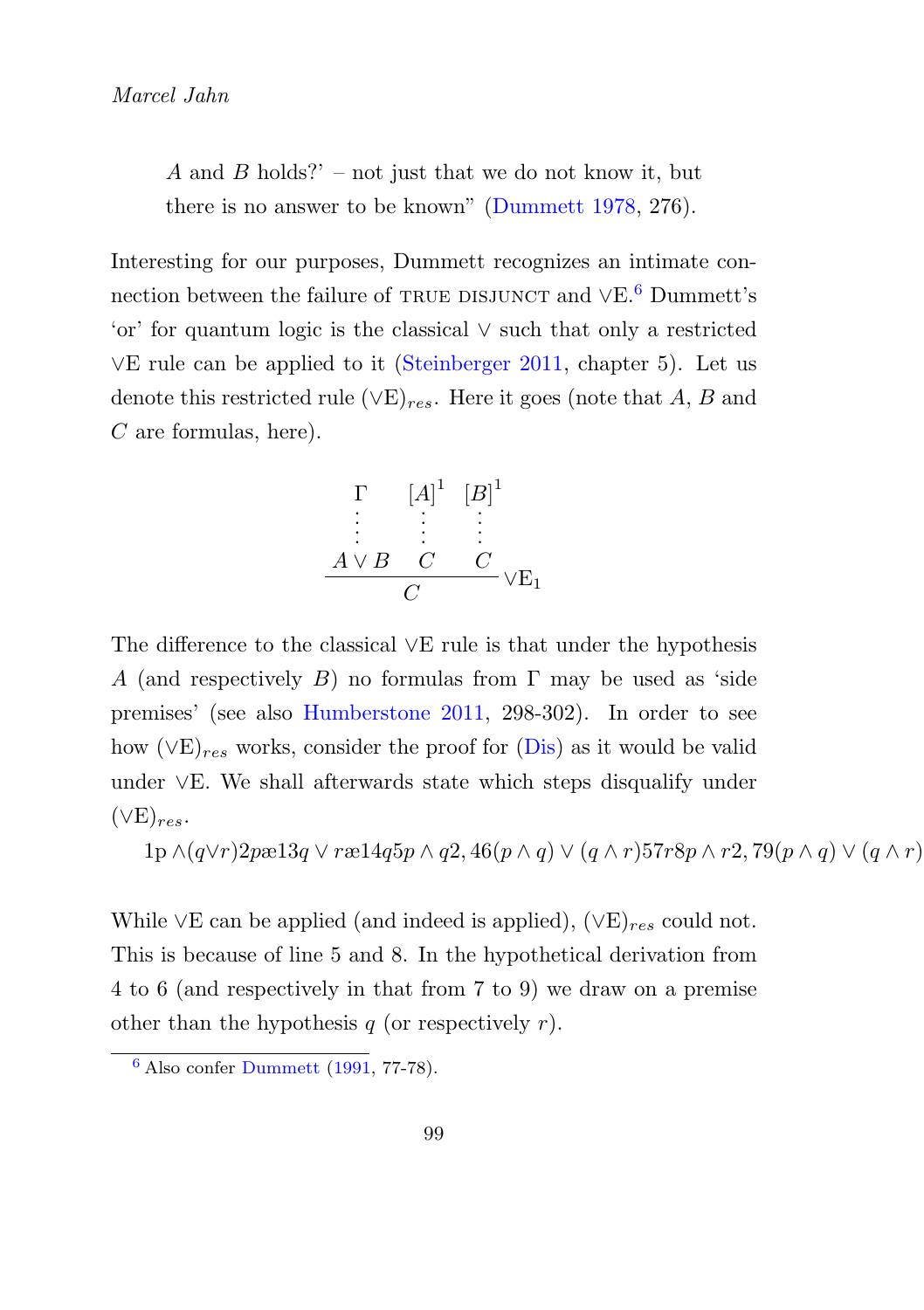A and B holds?' – not just that we do not know it, but there is no answer to be known" (Dummett 1978, 276).

Interesting for our purposes, Dummett recognizes an intimate connection between the failure of TRUE DISJUNCT and $\vee$E.[6] Dummett's 'or' for quantum logic is the classical $\vee$ such that only a restricted $\vee$E rule can be applied to it (Steinberger 2011, chapter 5). Let us denote this restricted rule $(\vee\text{E})_{res}$. Here it goes (note that $A$, $B$ and $C$ are formulas, here).

$$\dfrac{\begin{array}{c}\Gamma\\ \vdots\\ A \vee B\end{array} \quad \begin{array}{c}[A]^1\\ \vdots\\ C\end{array} \quad \begin{array}{c}[B]^1\\ \vdots\\ C\end{array}}{C}\ \vee\text{E}_1$$

The difference to the classical $\vee$E rule is that under the hypothesis $A$ (and respectively $B$) no formulas from $\Gamma$ may be used as 'side premises' (see also Humberstone 2011, 298-302). In order to see how $(\vee\text{E})_{res}$ works, consider the proof for (Dis) as it would be valid under $\vee$E. We shall afterwards state which steps disqualify under $(\vee\text{E})_{res}$.

1p $\wedge(q\vee r)$2pæ13$q \vee r$æ14$q$5$p \wedge q$2, 46$(p \wedge q) \vee (q \wedge r)$57$r$8$p \wedge r$2, 79$(p \wedge q) \vee (q \wedge r)$

While $\vee$E can be applied (and indeed is applied), $(\vee\text{E})_{res}$ could not. This is because of line 5 and 8. In the hypothetical derivation from 4 to 6 (and respectively in that from 7 to 9) we draw on a premise other than the hypothesis $q$ (or respectively $r$).

[6] Also confer Dummett (1991, 77-78).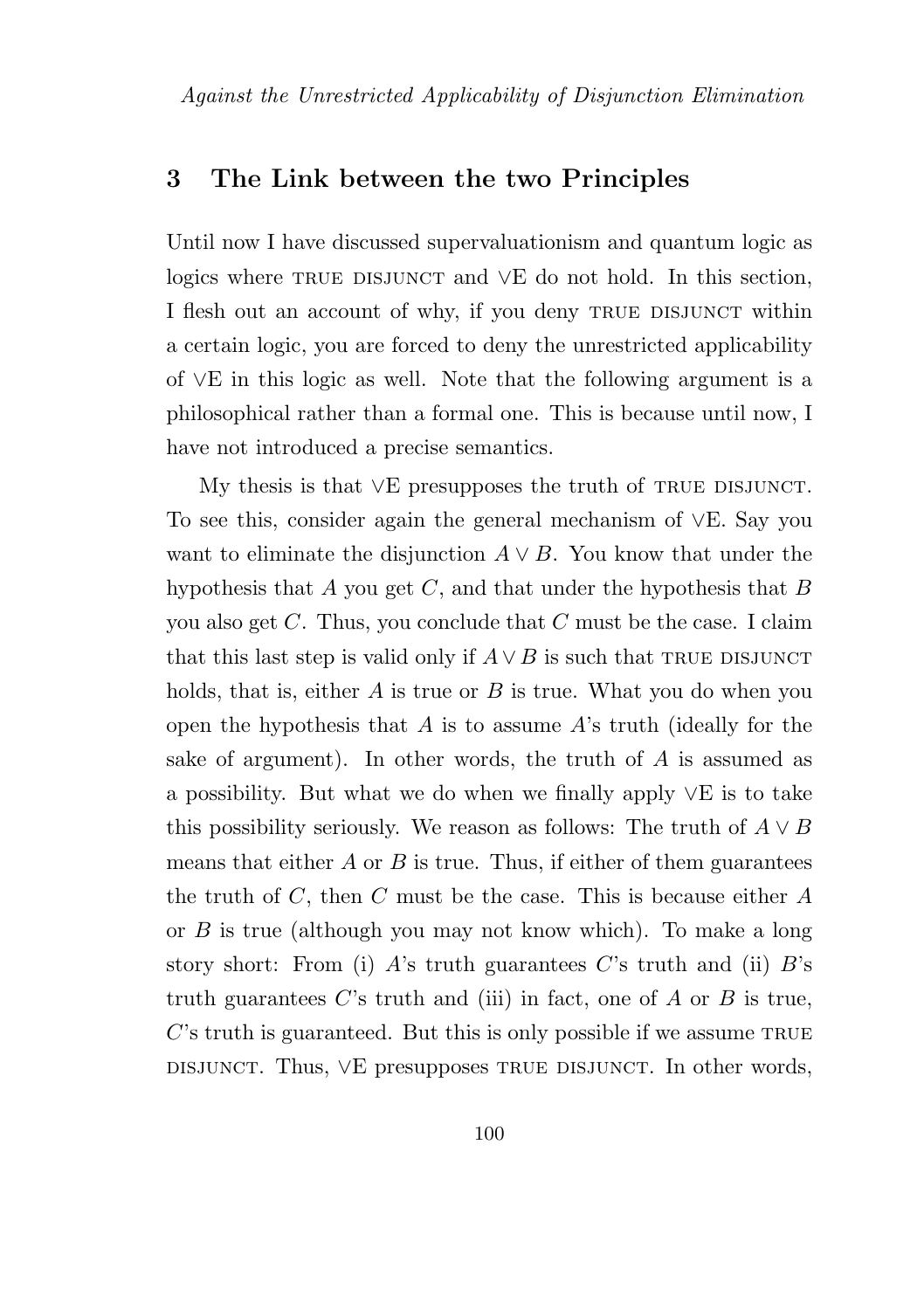## 3 The Link between the two Principles

Until now I have discussed supervaluationism and quantum logic as logics where TRUE DISJUNCT and $\vee$E do not hold. In this section, I flesh out an account of why, if you deny TRUE DISJUNCT within a certain logic, you are forced to deny the unrestricted applicability of $\vee$E in this logic as well. Note that the following argument is a philosophical rather than a formal one. This is because until now, I have not introduced a precise semantics.

My thesis is that $\vee$E presupposes the truth of TRUE DISJUNCT. To see this, consider again the general mechanism of $\vee$E. Say you want to eliminate the disjunction $A \vee B$. You know that under the hypothesis that $A$ you get $C$, and that under the hypothesis that $B$ you also get $C$. Thus, you conclude that $C$ must be the case. I claim that this last step is valid only if $A \vee B$ is such that TRUE DISJUNCT holds, that is, either $A$ is true or $B$ is true. What you do when you open the hypothesis that $A$ is to assume $A$'s truth (ideally for the sake of argument). In other words, the truth of $A$ is assumed as a possibility. But what we do when we finally apply $\vee$E is to take this possibility seriously. We reason as follows: The truth of $A \vee B$ means that either $A$ or $B$ is true. Thus, if either of them guarantees the truth of $C$, then $C$ must be the case. This is because either $A$ or $B$ is true (although you may not know which). To make a long story short: From (i) $A$'s truth guarantees $C$'s truth and (ii) $B$'s truth guarantees $C$'s truth and (iii) in fact, one of $A$ or $B$ is true, $C$'s truth is guaranteed. But this is only possible if we assume TRUE DISJUNCT. Thus, $\vee$E presupposes TRUE DISJUNCT. In other words,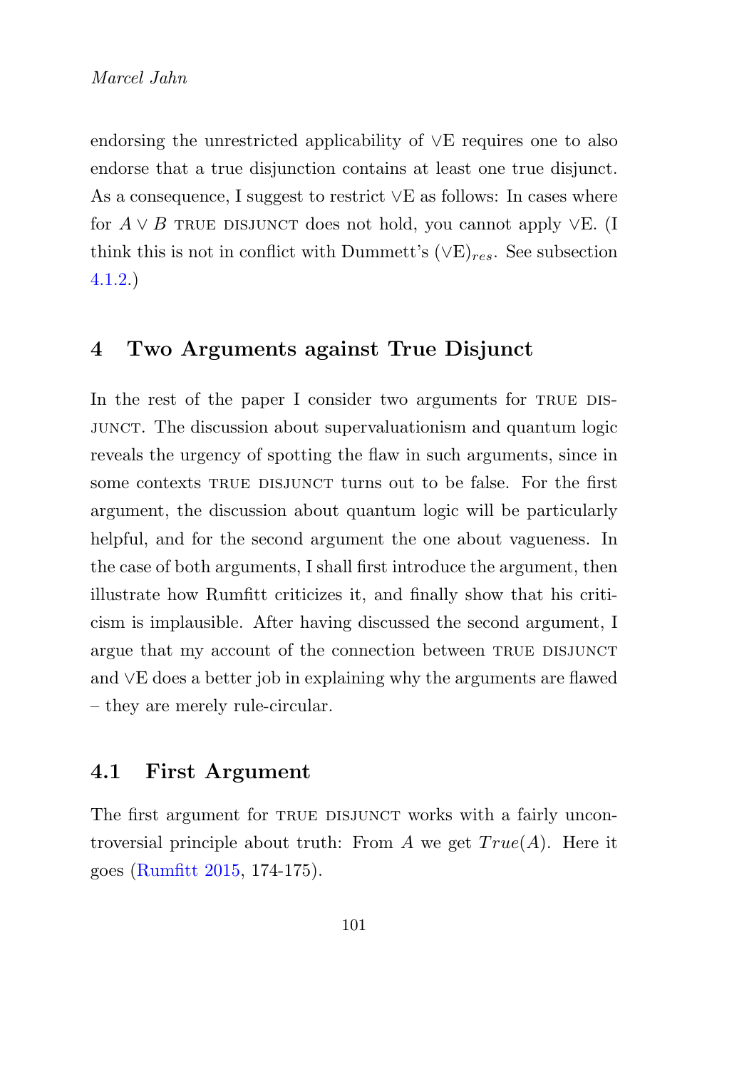endorsing the unrestricted applicability of ∨E requires one to also endorse that a true disjunction contains at least one true disjunct. As a consequence, I suggest to restrict ∨E as follows: In cases where for $A \vee B$ TRUE DISJUNCT does not hold, you cannot apply ∨E. (I think this is not in conflict with Dummett's $(\vee\text{E})_{res}$. See subsection 4.1.2.)

## 4 Two Arguments against True Disjunct

In the rest of the paper I consider two arguments for TRUE DISJUNCT. The discussion about supervaluationism and quantum logic reveals the urgency of spotting the flaw in such arguments, since in some contexts TRUE DISJUNCT turns out to be false. For the first argument, the discussion about quantum logic will be particularly helpful, and for the second argument the one about vagueness. In the case of both arguments, I shall first introduce the argument, then illustrate how Rumfitt criticizes it, and finally show that his criticism is implausible. After having discussed the second argument, I argue that my account of the connection between TRUE DISJUNCT and ∨E does a better job in explaining why the arguments are flawed – they are merely rule-circular.

### 4.1 First Argument

The first argument for TRUE DISJUNCT works with a fairly uncontroversial principle about truth: From $A$ we get $True(A)$. Here it goes (Rumfitt 2015, 174-175).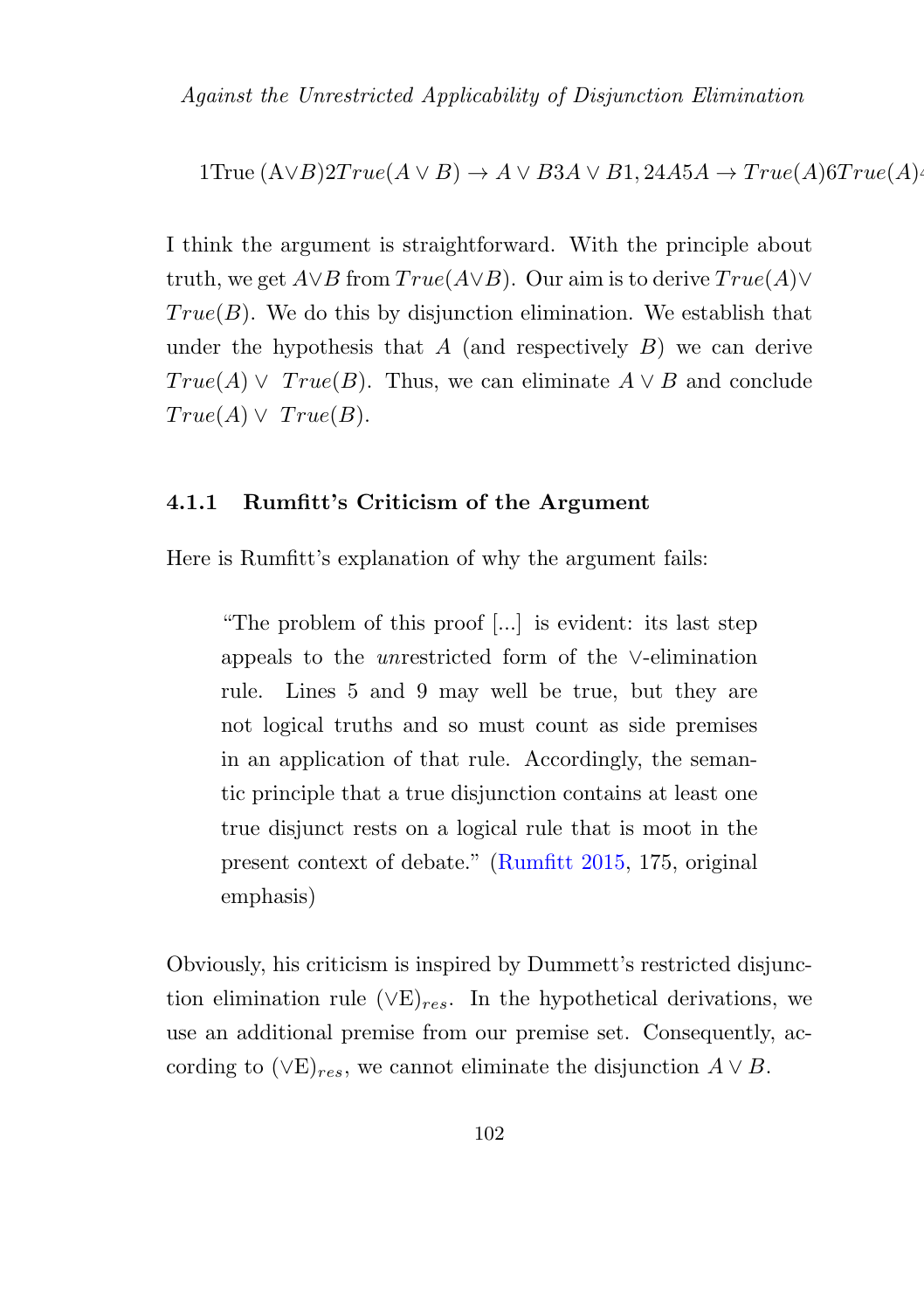1True (A∨$B$)2$True(A \vee B) \rightarrow A \vee B$3$A \vee B$1, 24$A$5$A \rightarrow True(A)$6$True(A)$

I think the argument is straightforward. With the principle about truth, we get $A \vee B$ from $True(A \vee B)$. Our aim is to derive $True(A) \vee True(B)$. We do this by disjunction elimination. We establish that under the hypothesis that $A$ (and respectively $B$) we can derive $True(A) \vee True(B)$. Thus, we can eliminate $A \vee B$ and conclude $True(A) \vee True(B)$.

### 4.1.1 Rumfitt's Criticism of the Argument

Here is Rumfitt's explanation of why the argument fails:

> "The problem of this proof [...] is evident: its last step appeals to the *un*restricted form of the ∨-elimination rule. Lines 5 and 9 may well be true, but they are not logical truths and so must count as side premises in an application of that rule. Accordingly, the semantic principle that a true disjunction contains at least one true disjunct rests on a logical rule that is moot in the present context of debate." (Rumfitt 2015, 175, original emphasis)

Obviously, his criticism is inspired by Dummett's restricted disjunction elimination rule $(\vee E)_{res}$. In the hypothetical derivations, we use an additional premise from our premise set. Consequently, according to $(\vee E)_{res}$, we cannot eliminate the disjunction $A \vee B$.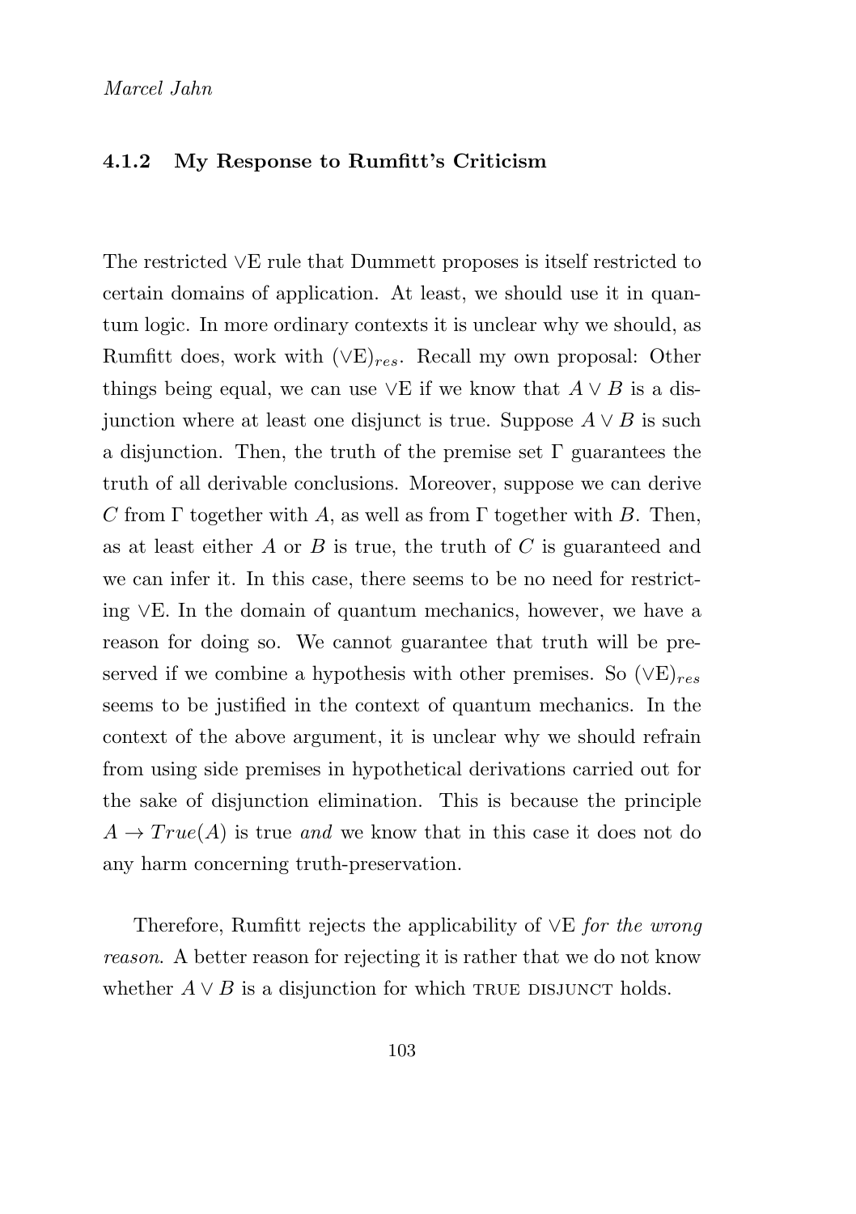### 4.1.2 My Response to Rumfitt's Criticism

The restricted $\vee$E rule that Dummett proposes is itself restricted to certain domains of application. At least, we should use it in quantum logic. In more ordinary contexts it is unclear why we should, as Rumfitt does, work with $(\vee\text{E})_{res}$. Recall my own proposal: Other things being equal, we can use $\vee$E if we know that $A \vee B$ is a disjunction where at least one disjunct is true. Suppose $A \vee B$ is such a disjunction. Then, the truth of the premise set $\Gamma$ guarantees the truth of all derivable conclusions. Moreover, suppose we can derive $C$ from $\Gamma$ together with $A$, as well as from $\Gamma$ together with $B$. Then, as at least either $A$ or $B$ is true, the truth of $C$ is guaranteed and we can infer it. In this case, there seems to be no need for restricting $\vee$E. In the domain of quantum mechanics, however, we have a reason for doing so. We cannot guarantee that truth will be preserved if we combine a hypothesis with other premises. So $(\vee\text{E})_{res}$ seems to be justified in the context of quantum mechanics. In the context of the above argument, it is unclear why we should refrain from using side premises in hypothetical derivations carried out for the sake of disjunction elimination. This is because the principle $A \rightarrow True(A)$ is true *and* we know that in this case it does not do any harm concerning truth-preservation.

Therefore, Rumfitt rejects the applicability of $\vee$E *for the wrong reason*. A better reason for rejecting it is rather that we do not know whether $A \vee B$ is a disjunction for which TRUE DISJUNCT holds.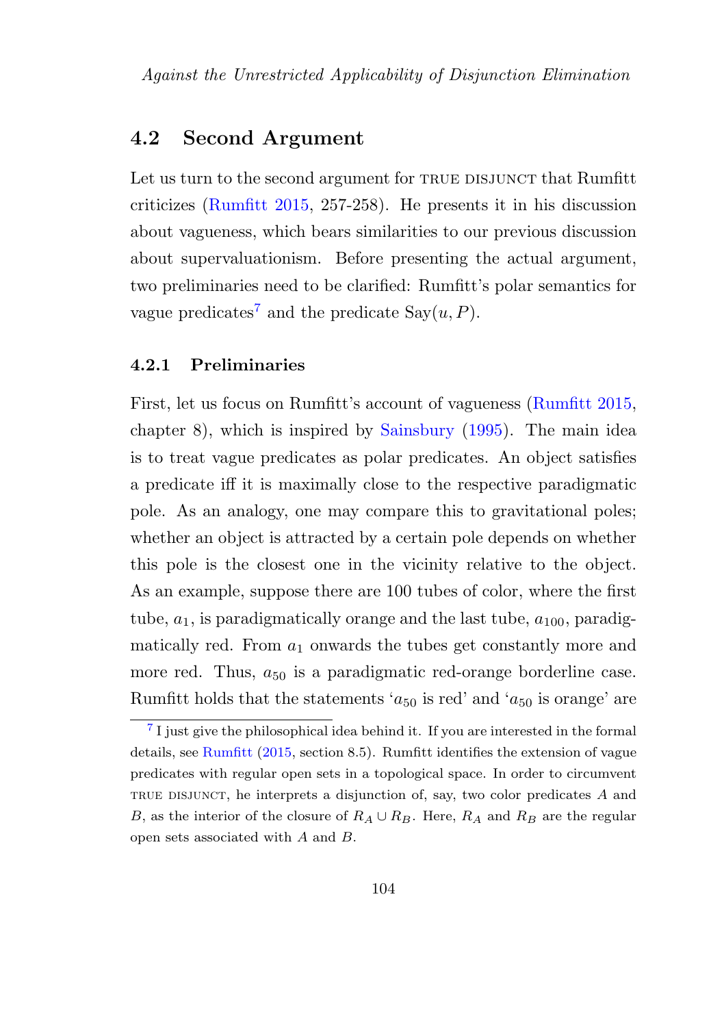## 4.2 Second Argument

Let us turn to the second argument for TRUE DISJUNCT that Rumfitt criticizes (Rumfitt 2015, 257-258). He presents it in his discussion about vagueness, which bears similarities to our previous discussion about supervaluationism. Before presenting the actual argument, two preliminaries need to be clarified: Rumfitt's polar semantics for vague predicates[7] and the predicate $\text{Say}(u, P)$.

### 4.2.1 Preliminaries

First, let us focus on Rumfitt's account of vagueness (Rumfitt 2015, chapter 8), which is inspired by Sainsbury (1995). The main idea is to treat vague predicates as polar predicates. An object satisfies a predicate iff it is maximally close to the respective paradigmatic pole. As an analogy, one may compare this to gravitational poles; whether an object is attracted by a certain pole depends on whether this pole is the closest one in the vicinity relative to the object. As an example, suppose there are 100 tubes of color, where the first tube, $a_1$, is paradigmatically orange and the last tube, $a_{100}$, paradigmatically red. From $a_1$ onwards the tubes get constantly more and more red. Thus, $a_{50}$ is a paradigmatic red-orange borderline case. Rumfitt holds that the statements '$a_{50}$ is red' and '$a_{50}$ is orange' are

[7] I just give the philosophical idea behind it. If you are interested in the formal details, see Rumfitt (2015, section 8.5). Rumfitt identifies the extension of vague predicates with regular open sets in a topological space. In order to circumvent TRUE DISJUNCT, he interprets a disjunction of, say, two color predicates $A$ and $B$, as the interior of the closure of $R_A \cup R_B$. Here, $R_A$ and $R_B$ are the regular open sets associated with $A$ and $B$.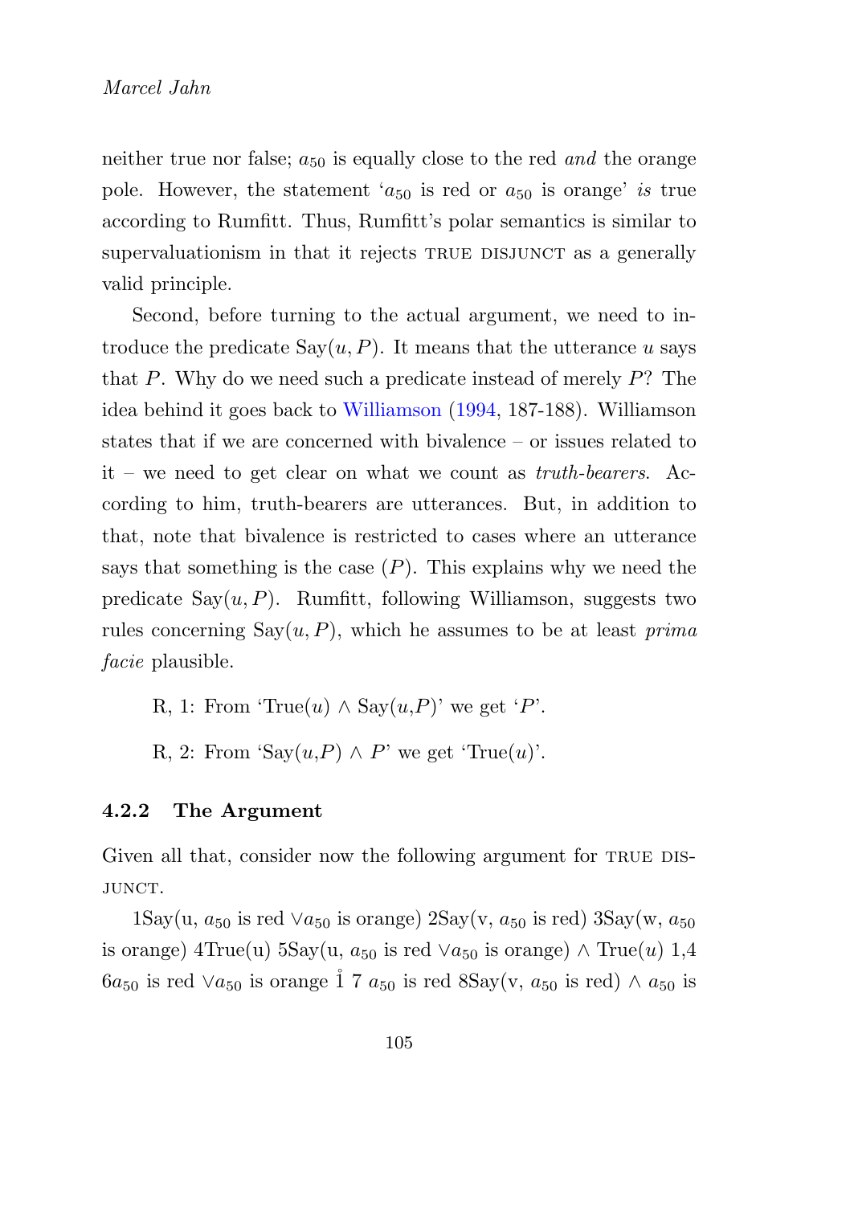neither true nor false; $a_{50}$ is equally close to the red *and* the orange pole. However, the statement '$a_{50}$ is red or $a_{50}$ is orange' *is* true according to Rumfitt. Thus, Rumfitt's polar semantics is similar to supervaluationism in that it rejects TRUE DISJUNCT as a generally valid principle.

Second, before turning to the actual argument, we need to introduce the predicate $\mathrm{Say}(u, P)$. It means that the utterance $u$ says that $P$. Why do we need such a predicate instead of merely $P$? The idea behind it goes back to Williamson (1994, 187-188). Williamson states that if we are concerned with bivalence – or issues related to it – we need to get clear on what we count as *truth-bearers*. According to him, truth-bearers are utterances. But, in addition to that, note that bivalence is restricted to cases where an utterance says that something is the case ($P$). This explains why we need the predicate $\mathrm{Say}(u, P)$. Rumfitt, following Williamson, suggests two rules concerning $\mathrm{Say}(u, P)$, which he assumes to be at least *prima facie* plausible.

R, 1: From '$\mathrm{True}(u) \wedge \mathrm{Say}(u,P)$' we get '$P$'.

R, 2: From '$\mathrm{Say}(u,P) \wedge P$' we get '$\mathrm{True}(u)$'.

### 4.2.2 The Argument

Given all that, consider now the following argument for TRUE DISJUNCT.

1Say(u, $a_{50}$ is red $\vee a_{50}$ is orange) 2Say(v, $a_{50}$ is red) 3Say(w, $a_{50}$ is orange) 4True(u) 5Say(u, $a_{50}$ is red $\vee a_{50}$ is orange) $\wedge$ True($u$) 1,4 6$a_{50}$ is red $\vee a_{50}$ is orange $\mathring{1}$ 7 $a_{50}$ is red 8Say(v, $a_{50}$ is red) $\wedge$ $a_{50}$ is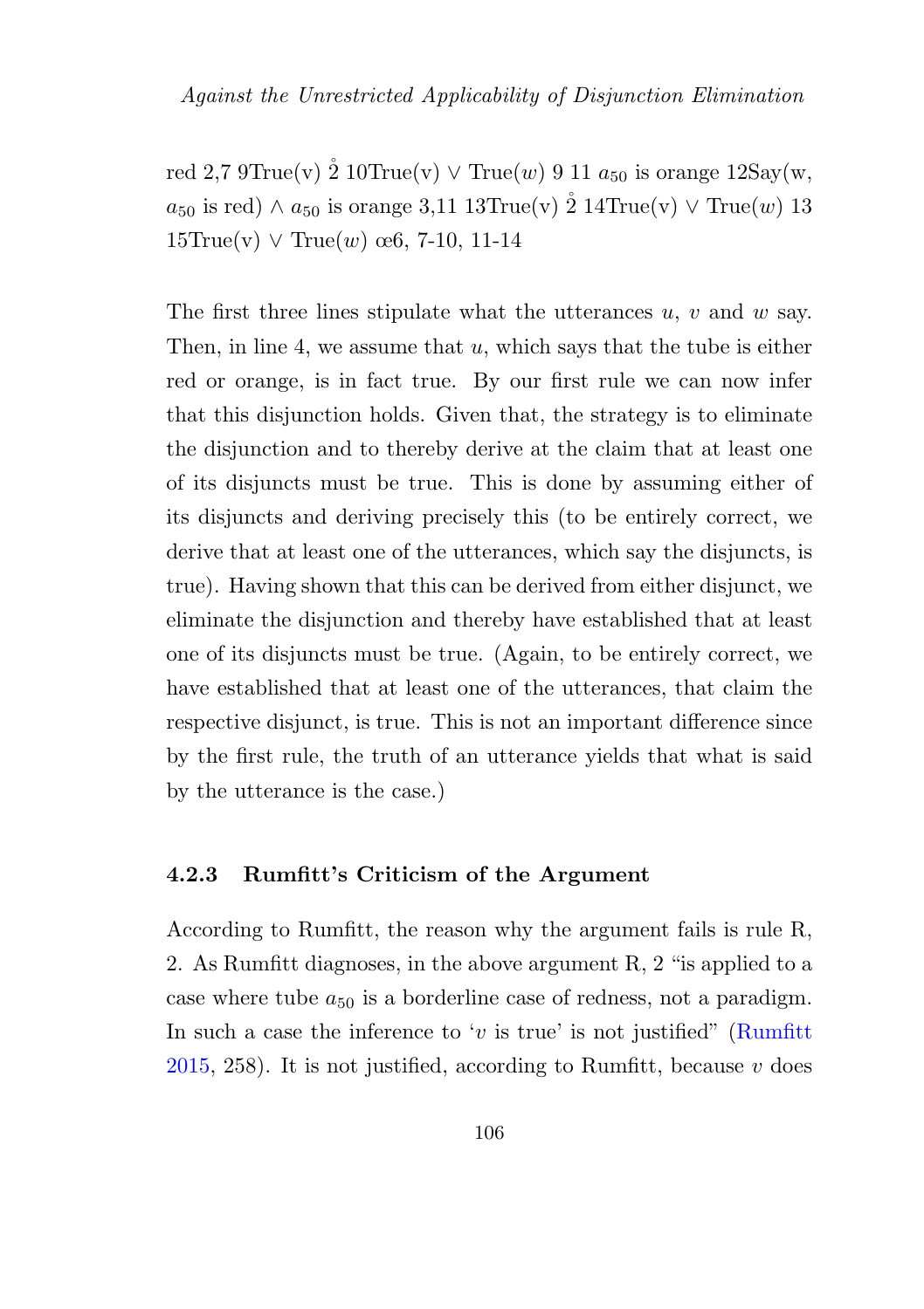red 2,7 9True(v) $\mathring{2}$ 10True(v) $\vee$ True($w$) 9 11 $a_{50}$ is orange 12Say(w, $a_{50}$ is red) $\wedge$ $a_{50}$ is orange 3,11 13True(v) $\mathring{2}$ 14True(v) $\vee$ True($w$) 13 15True(v) $\vee$ True($w$) œ6, 7-10, 11-14

The first three lines stipulate what the utterances $u$, $v$ and $w$ say. Then, in line 4, we assume that $u$, which says that the tube is either red or orange, is in fact true. By our first rule we can now infer that this disjunction holds. Given that, the strategy is to eliminate the disjunction and to thereby derive at the claim that at least one of its disjuncts must be true. This is done by assuming either of its disjuncts and deriving precisely this (to be entirely correct, we derive that at least one of the utterances, which say the disjuncts, is true). Having shown that this can be derived from either disjunct, we eliminate the disjunction and thereby have established that at least one of its disjuncts must be true. (Again, to be entirely correct, we have established that at least one of the utterances, that claim the respective disjunct, is true. This is not an important difference since by the first rule, the truth of an utterance yields that what is said by the utterance is the case.)

### 4.2.3 Rumfitt's Criticism of the Argument

According to Rumfitt, the reason why the argument fails is rule R, 2. As Rumfitt diagnoses, in the above argument R, 2 "is applied to a case where tube $a_{50}$ is a borderline case of redness, not a paradigm. In such a case the inference to '$v$ is true' is not justified" (Rumfitt 2015, 258). It is not justified, according to Rumfitt, because $v$ does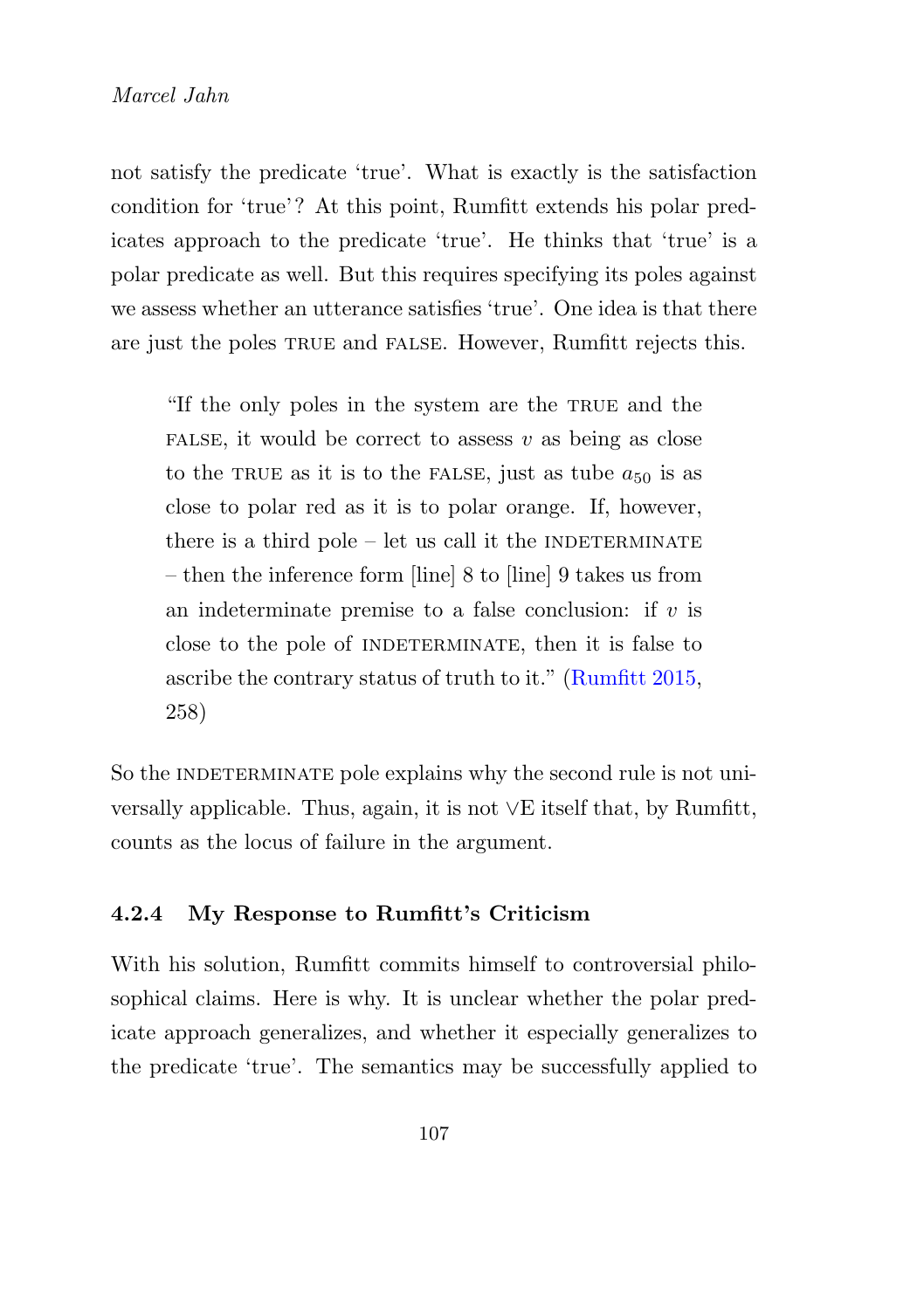not satisfy the predicate 'true'. What is exactly is the satisfaction condition for 'true'? At this point, Rumfitt extends his polar predicates approach to the predicate 'true'. He thinks that 'true' is a polar predicate as well. But this requires specifying its poles against we assess whether an utterance satisfies 'true'. One idea is that there are just the poles TRUE and FALSE. However, Rumfitt rejects this.

> "If the only poles in the system are the TRUE and the FALSE, it would be correct to assess $v$ as being as close to the TRUE as it is to the FALSE, just as tube $a_{50}$ is as close to polar red as it is to polar orange. If, however, there is a third pole – let us call it the INDETERMINATE – then the inference form [line] 8 to [line] 9 takes us from an indeterminate premise to a false conclusion: if $v$ is close to the pole of INDETERMINATE, then it is false to ascribe the contrary status of truth to it." (Rumfitt 2015, 258)

So the INDETERMINATE pole explains why the second rule is not universally applicable. Thus, again, it is not ∨E itself that, by Rumfitt, counts as the locus of failure in the argument.

#### 4.2.4 My Response to Rumfitt's Criticism

With his solution, Rumfitt commits himself to controversial philosophical claims. Here is why. It is unclear whether the polar predicate approach generalizes, and whether it especially generalizes to the predicate 'true'. The semantics may be successfully applied to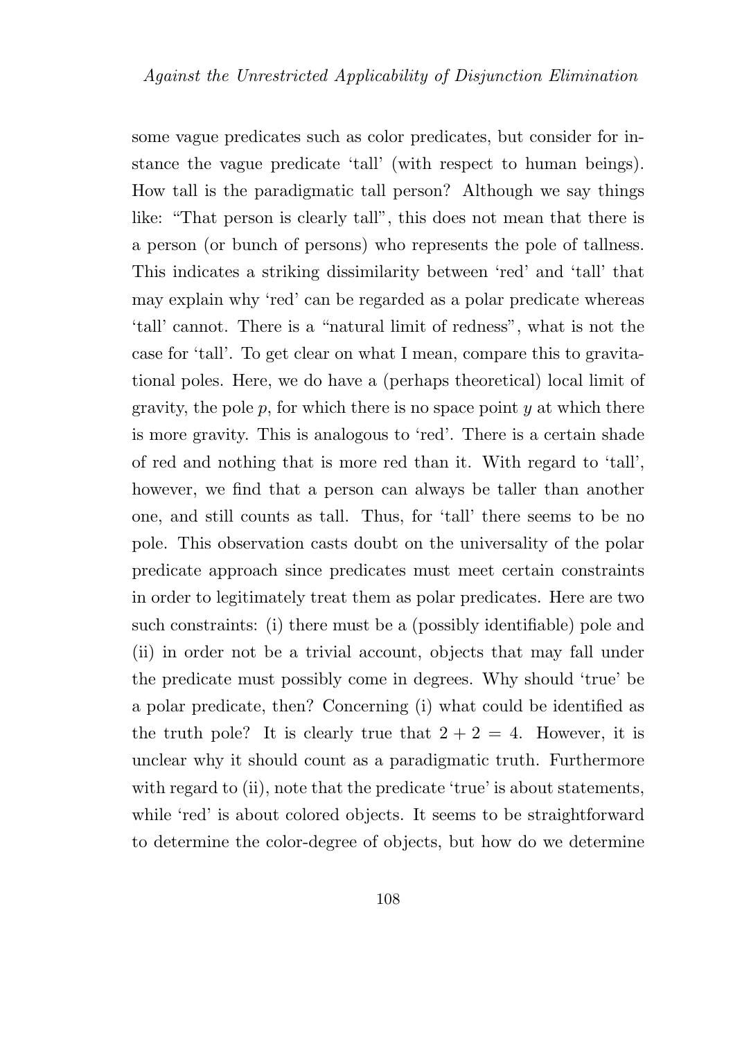some vague predicates such as color predicates, but consider for instance the vague predicate 'tall' (with respect to human beings). How tall is the paradigmatic tall person? Although we say things like: "That person is clearly tall", this does not mean that there is a person (or bunch of persons) who represents the pole of tallness. This indicates a striking dissimilarity between 'red' and 'tall' that may explain why 'red' can be regarded as a polar predicate whereas 'tall' cannot. There is a "natural limit of redness", what is not the case for 'tall'. To get clear on what I mean, compare this to gravitational poles. Here, we do have a (perhaps theoretical) local limit of gravity, the pole $p$, for which there is no space point $y$ at which there is more gravity. This is analogous to 'red'. There is a certain shade of red and nothing that is more red than it. With regard to 'tall', however, we find that a person can always be taller than another one, and still counts as tall. Thus, for 'tall' there seems to be no pole. This observation casts doubt on the universality of the polar predicate approach since predicates must meet certain constraints in order to legitimately treat them as polar predicates. Here are two such constraints: (i) there must be a (possibly identifiable) pole and (ii) in order not be a trivial account, objects that may fall under the predicate must possibly come in degrees. Why should 'true' be a polar predicate, then? Concerning (i) what could be identified as the truth pole? It is clearly true that $2 + 2 = 4$. However, it is unclear why it should count as a paradigmatic truth. Furthermore with regard to (ii), note that the predicate 'true' is about statements, while 'red' is about colored objects. It seems to be straightforward to determine the color-degree of objects, but how do we determine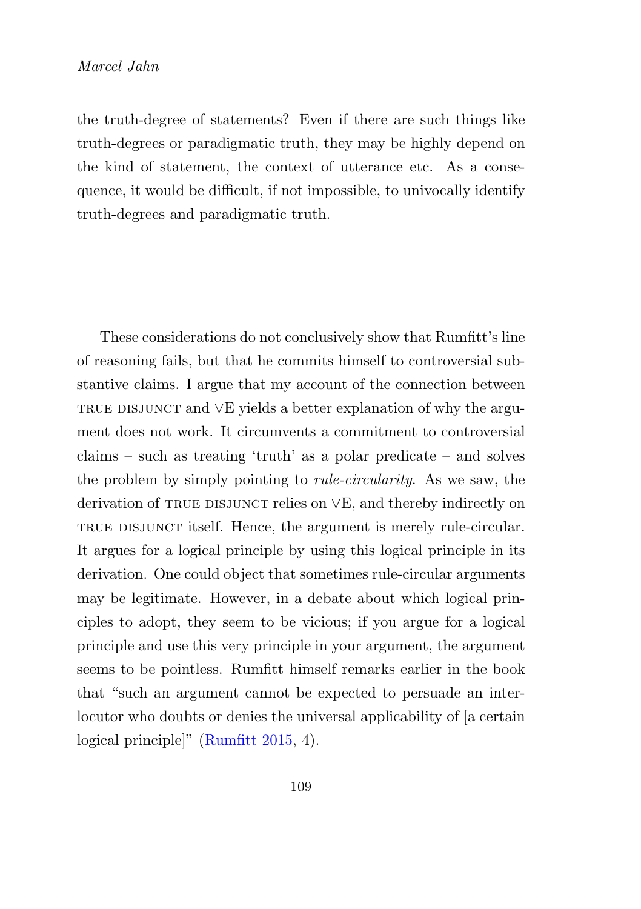the truth-degree of statements? Even if there are such things like truth-degrees or paradigmatic truth, they may be highly depend on the kind of statement, the context of utterance etc. As a consequence, it would be difficult, if not impossible, to univocally identify truth-degrees and paradigmatic truth.

These considerations do not conclusively show that Rumfitt's line of reasoning fails, but that he commits himself to controversial substantive claims. I argue that my account of the connection between TRUE DISJUNCT and $\vee$E yields a better explanation of why the argument does not work. It circumvents a commitment to controversial claims – such as treating 'truth' as a polar predicate – and solves the problem by simply pointing to *rule-circularity*. As we saw, the derivation of TRUE DISJUNCT relies on $\vee$E, and thereby indirectly on TRUE DISJUNCT itself. Hence, the argument is merely rule-circular. It argues for a logical principle by using this logical principle in its derivation. One could object that sometimes rule-circular arguments may be legitimate. However, in a debate about which logical principles to adopt, they seem to be vicious; if you argue for a logical principle and use this very principle in your argument, the argument seems to be pointless. Rumfitt himself remarks earlier in the book that "such an argument cannot be expected to persuade an interlocutor who doubts or denies the universal applicability of [a certain logical principle]" (Rumfitt 2015, 4).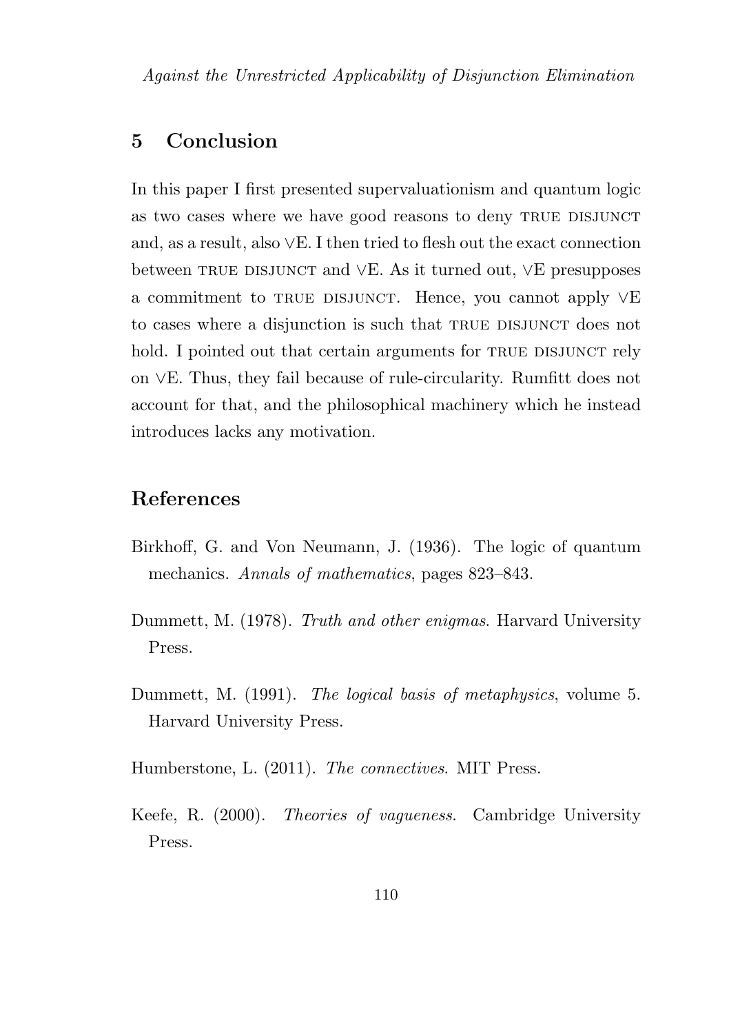## 5 Conclusion

In this paper I first presented supervaluationism and quantum logic as two cases where we have good reasons to deny TRUE DISJUNCT and, as a result, also $\vee$E. I then tried to flesh out the exact connection between TRUE DISJUNCT and $\vee$E. As it turned out, $\vee$E presupposes a commitment to TRUE DISJUNCT. Hence, you cannot apply $\vee$E to cases where a disjunction is such that TRUE DISJUNCT does not hold. I pointed out that certain arguments for TRUE DISJUNCT rely on $\vee$E. Thus, they fail because of rule-circularity. Rumfitt does not account for that, and the philosophical machinery which he instead introduces lacks any motivation.

## References

Birkhoff, G. and Von Neumann, J. (1936). The logic of quantum mechanics. *Annals of mathematics*, pages 823–843.

Dummett, M. (1978). *Truth and other enigmas*. Harvard University Press.

Dummett, M. (1991). *The logical basis of metaphysics*, volume 5. Harvard University Press.

Humberstone, L. (2011). *The connectives*. MIT Press.

Keefe, R. (2000). *Theories of vagueness*. Cambridge University Press.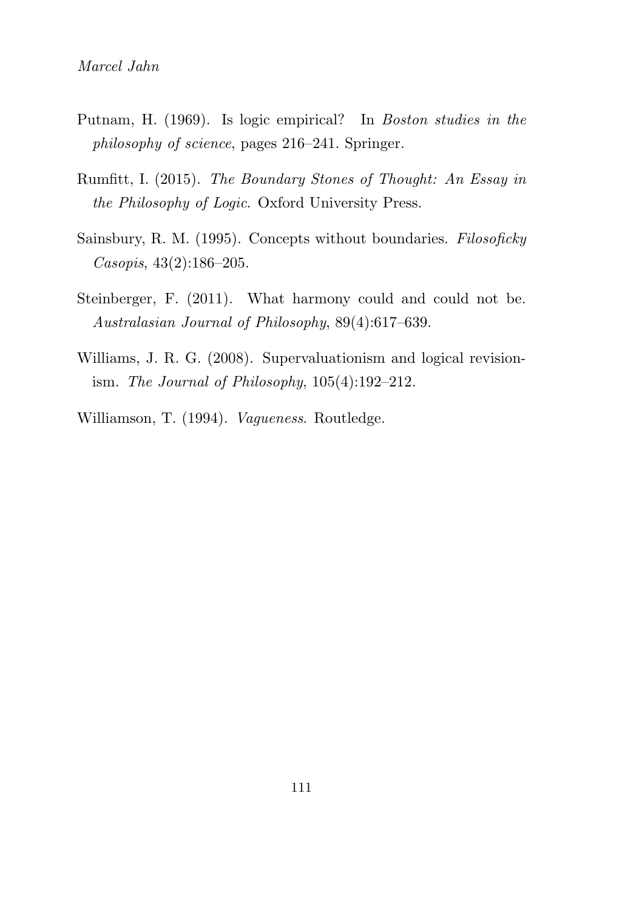Putnam, H. (1969). Is logic empirical? In *Boston studies in the philosophy of science*, pages 216–241. Springer.

Rumfitt, I. (2015). *The Boundary Stones of Thought: An Essay in the Philosophy of Logic*. Oxford University Press.

Sainsbury, R. M. (1995). Concepts without boundaries. *Filosoficky Casopis*, 43(2):186–205.

Steinberger, F. (2011). What harmony could and could not be. *Australasian Journal of Philosophy*, 89(4):617–639.

Williams, J. R. G. (2008). Supervaluationism and logical revisionism. *The Journal of Philosophy*, 105(4):192–212.

Williamson, T. (1994). *Vagueness*. Routledge.